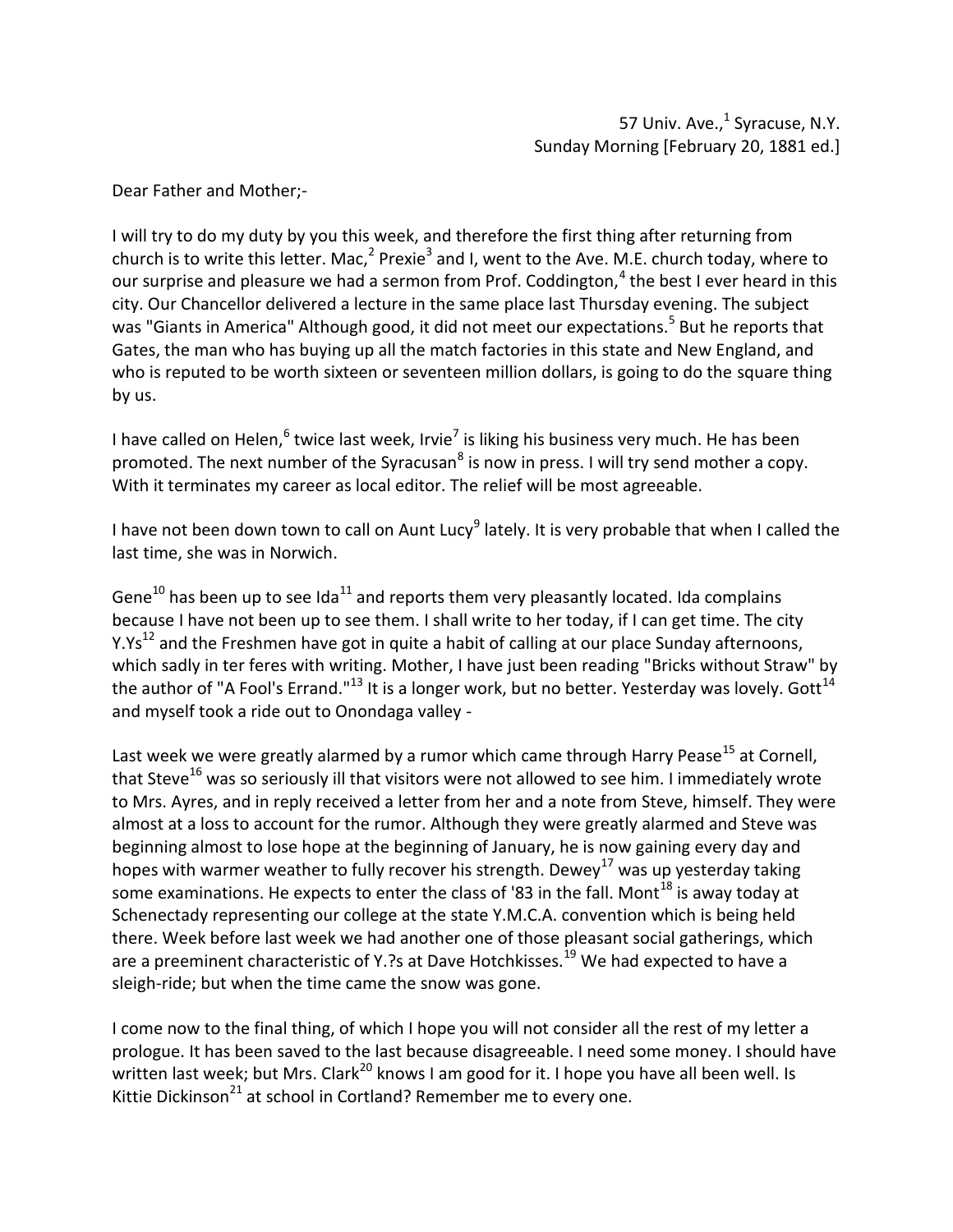57 Univ. Ave.,[1] Syracuse, N.Y.
Sunday Morning [February 20, 1881 ed.]

Dear Father and Mother;-

I will try to do my duty by you this week, and therefore the first thing after returning from church is to write this letter. Mac,[2] Prexie[3] and I, went to the Ave. M.E. church today, where to our surprise and pleasure we had a sermon from Prof. Coddington,[4] the best I ever heard in this city. Our Chancellor delivered a lecture in the same place last Thursday evening. The subject was "Giants in America" Although good, it did not meet our expectations.[5] But he reports that Gates, the man who has buying up all the match factories in this state and New England, and who is reputed to be worth sixteen or seventeen million dollars, is going to do the square thing by us.

I have called on Helen,[6] twice last week, Irvie[7] is liking his business very much. He has been promoted. The next number of the Syracusan[8] is now in press. I will try send mother a copy. With it terminates my career as local editor. The relief will be most agreeable.

I have not been down town to call on Aunt Lucy[9] lately. It is very probable that when I called the last time, she was in Norwich.

Gene[10] has been up to see Ida[11] and reports them very pleasantly located. Ida complains because I have not been up to see them. I shall write to her today, if I can get time. The city Y.Ys[12] and the Freshmen have got in quite a habit of calling at our place Sunday afternoons, which sadly in ter feres with writing. Mother, I have just been reading "Bricks without Straw" by the author of "A Fool's Errand."[13] It is a longer work, but no better. Yesterday was lovely. Gott[14] and myself took a ride out to Onondaga valley -

Last week we were greatly alarmed by a rumor which came through Harry Pease[15] at Cornell, that Steve[16] was so seriously ill that visitors were not allowed to see him. I immediately wrote to Mrs. Ayres, and in reply received a letter from her and a note from Steve, himself. They were almost at a loss to account for the rumor. Although they were greatly alarmed and Steve was beginning almost to lose hope at the beginning of January, he is now gaining every day and hopes with warmer weather to fully recover his strength. Dewey[17] was up yesterday taking some examinations. He expects to enter the class of '83 in the fall. Mont[18] is away today at Schenectady representing our college at the state Y.M.C.A. convention which is being held there. Week before last week we had another one of those pleasant social gatherings, which are a preeminent characteristic of Y.?s at Dave Hotchkisses.[19] We had expected to have a sleigh-ride; but when the time came the snow was gone.

I come now to the final thing, of which I hope you will not consider all the rest of my letter a prologue. It has been saved to the last because disagreeable. I need some money. I should have written last week; but Mrs. Clark[20] knows I am good for it. I hope you have all been well. Is Kittie Dickinson[21] at school in Cortland? Remember me to every one.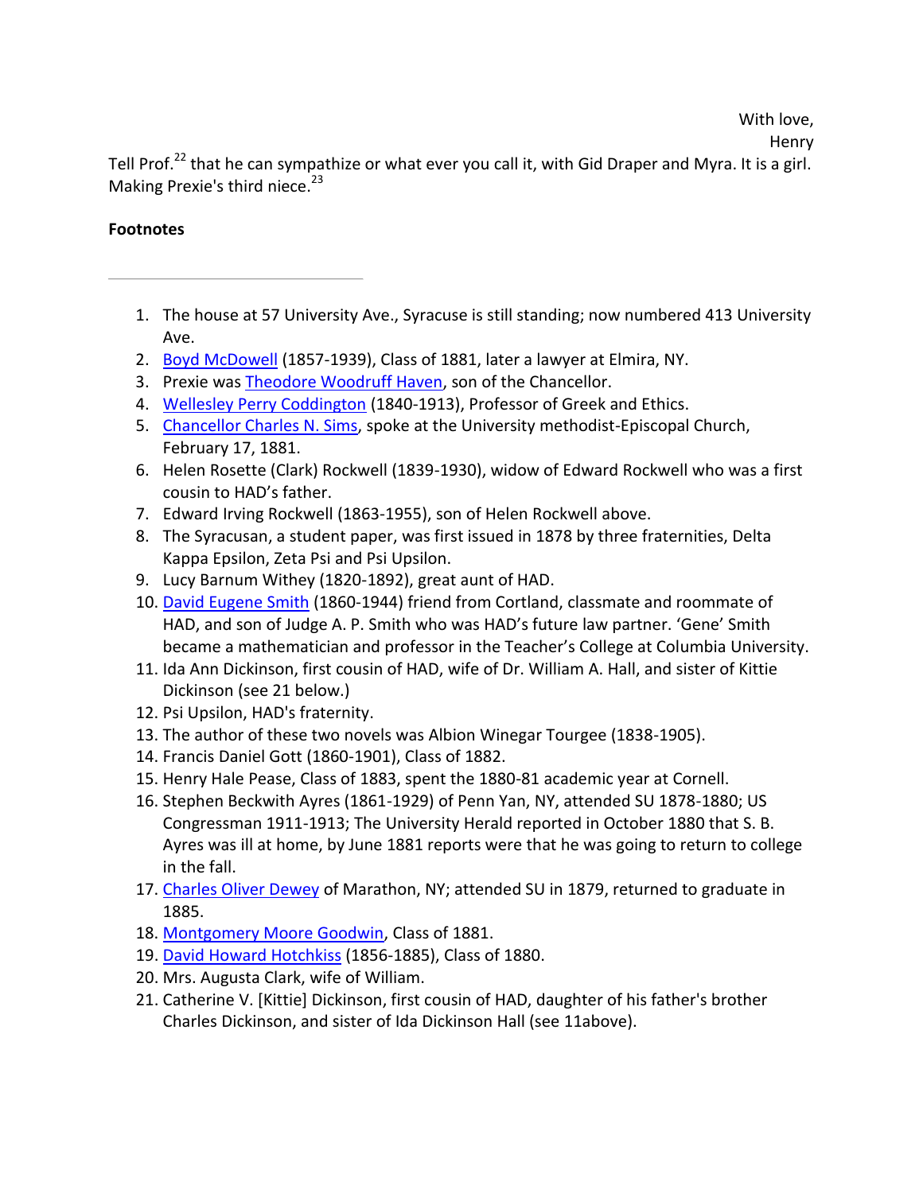With love,

Henry

Tell Prof.[22] that he can sympathize or what ever you call it, with Gid Draper and Myra. It is a girl. Making Prexie's third niece.[23]

**Footnotes**

---

1. The house at 57 University Ave., Syracuse is still standing; now numbered 413 University Ave.
2. Boyd McDowell (1857-1939), Class of 1881, later a lawyer at Elmira, NY.
3. Prexie was Theodore Woodruff Haven, son of the Chancellor.
4. Wellesley Perry Coddington (1840-1913), Professor of Greek and Ethics.
5. Chancellor Charles N. Sims, spoke at the University methodist-Episcopal Church, February 17, 1881.
6. Helen Rosette (Clark) Rockwell (1839-1930), widow of Edward Rockwell who was a first cousin to HAD's father.
7. Edward Irving Rockwell (1863-1955), son of Helen Rockwell above.
8. The Syracusan, a student paper, was first issued in 1878 by three fraternities, Delta Kappa Epsilon, Zeta Psi and Psi Upsilon.
9. Lucy Barnum Withey (1820-1892), great aunt of HAD.
10. David Eugene Smith (1860-1944) friend from Cortland, classmate and roommate of HAD, and son of Judge A. P. Smith who was HAD's future law partner. 'Gene' Smith became a mathematician and professor in the Teacher's College at Columbia University.
11. Ida Ann Dickinson, first cousin of HAD, wife of Dr. William A. Hall, and sister of Kittie Dickinson (see 21 below.)
12. Psi Upsilon, HAD's fraternity.
13. The author of these two novels was Albion Winegar Tourgee (1838-1905).
14. Francis Daniel Gott (1860-1901), Class of 1882.
15. Henry Hale Pease, Class of 1883, spent the 1880-81 academic year at Cornell.
16. Stephen Beckwith Ayres (1861-1929) of Penn Yan, NY, attended SU 1878-1880; US Congressman 1911-1913; The University Herald reported in October 1880 that S. B. Ayres was ill at home, by June 1881 reports were that he was going to return to college in the fall.
17. Charles Oliver Dewey of Marathon, NY; attended SU in 1879, returned to graduate in 1885.
18. Montgomery Moore Goodwin, Class of 1881.
19. David Howard Hotchkiss (1856-1885), Class of 1880.
20. Mrs. Augusta Clark, wife of William.
21. Catherine V. [Kittie] Dickinson, first cousin of HAD, daughter of his father's brother Charles Dickinson, and sister of Ida Dickinson Hall (see 11above).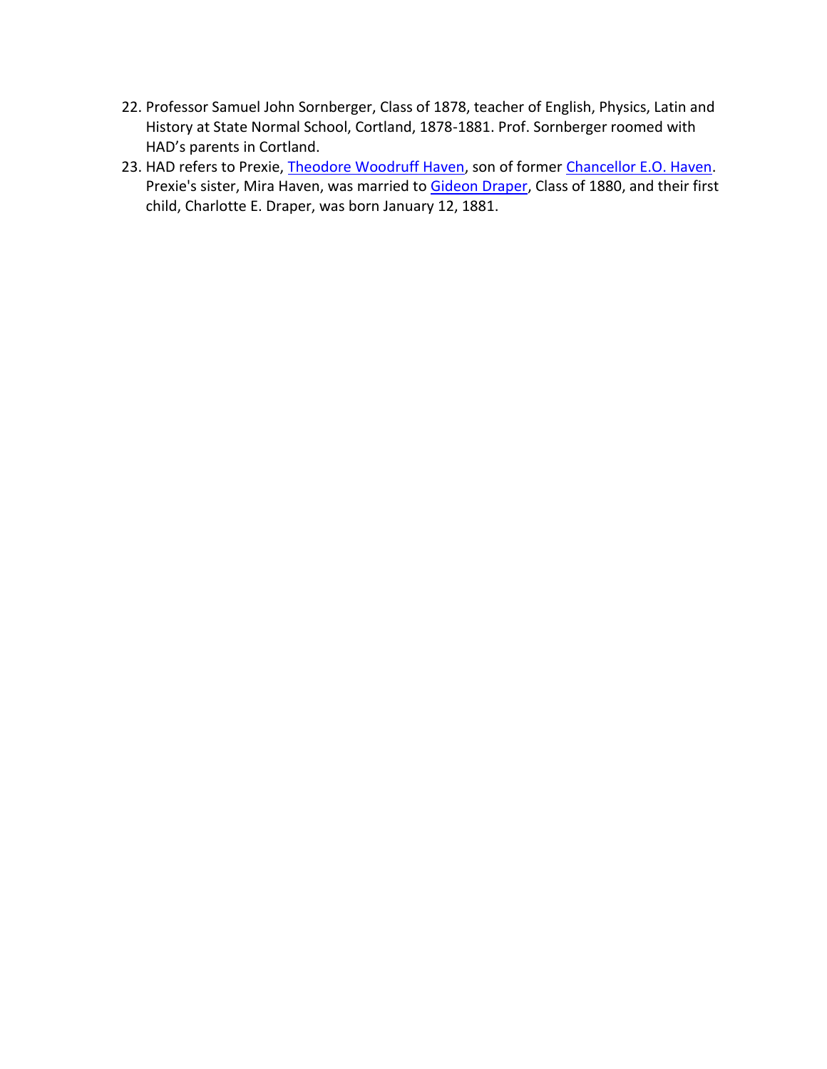22. Professor Samuel John Sornberger, Class of 1878, teacher of English, Physics, Latin and History at State Normal School, Cortland, 1878-1881. Prof. Sornberger roomed with HAD's parents in Cortland.
23. HAD refers to Prexie, Theodore Woodruff Haven, son of former Chancellor E.O. Haven. Prexie's sister, Mira Haven, was married to Gideon Draper, Class of 1880, and their first child, Charlotte E. Draper, was born January 12, 1881.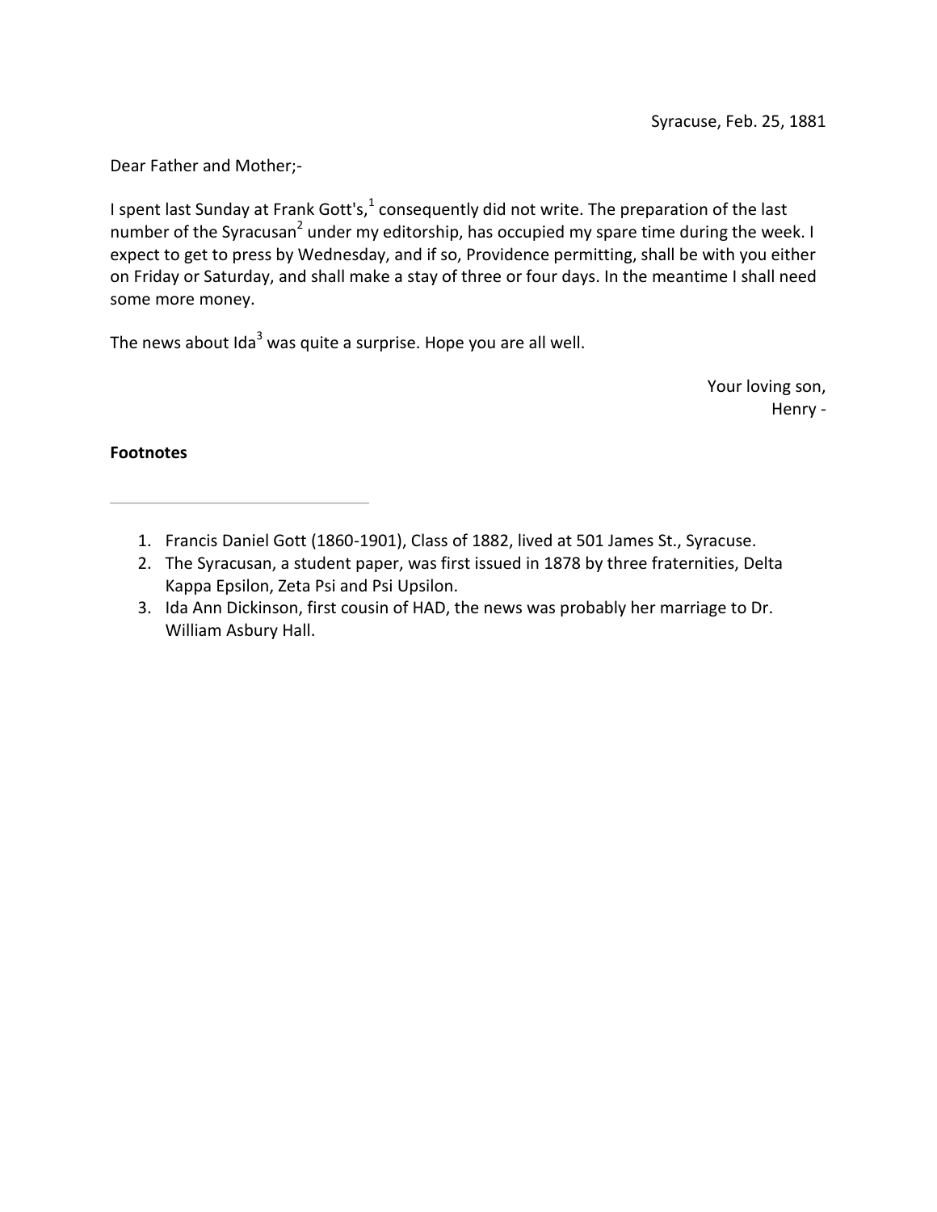Syracuse, Feb. 25, 1881

Dear Father and Mother;-

I spent last Sunday at Frank Gott's,[1] consequently did not write. The preparation of the last number of the Syracusan[2] under my editorship, has occupied my spare time during the week. I expect to get to press by Wednesday, and if so, Providence permitting, shall be with you either on Friday or Saturday, and shall make a stay of three or four days. In the meantime I shall need some more money.

The news about Ida[3] was quite a surprise. Hope you are all well.

Your loving son,
Henry -

**Footnotes**

---

1. Francis Daniel Gott (1860-1901), Class of 1882, lived at 501 James St., Syracuse.
2. The Syracusan, a student paper, was first issued in 1878 by three fraternities, Delta Kappa Epsilon, Zeta Psi and Psi Upsilon.
3. Ida Ann Dickinson, first cousin of HAD, the news was probably her marriage to Dr. William Asbury Hall.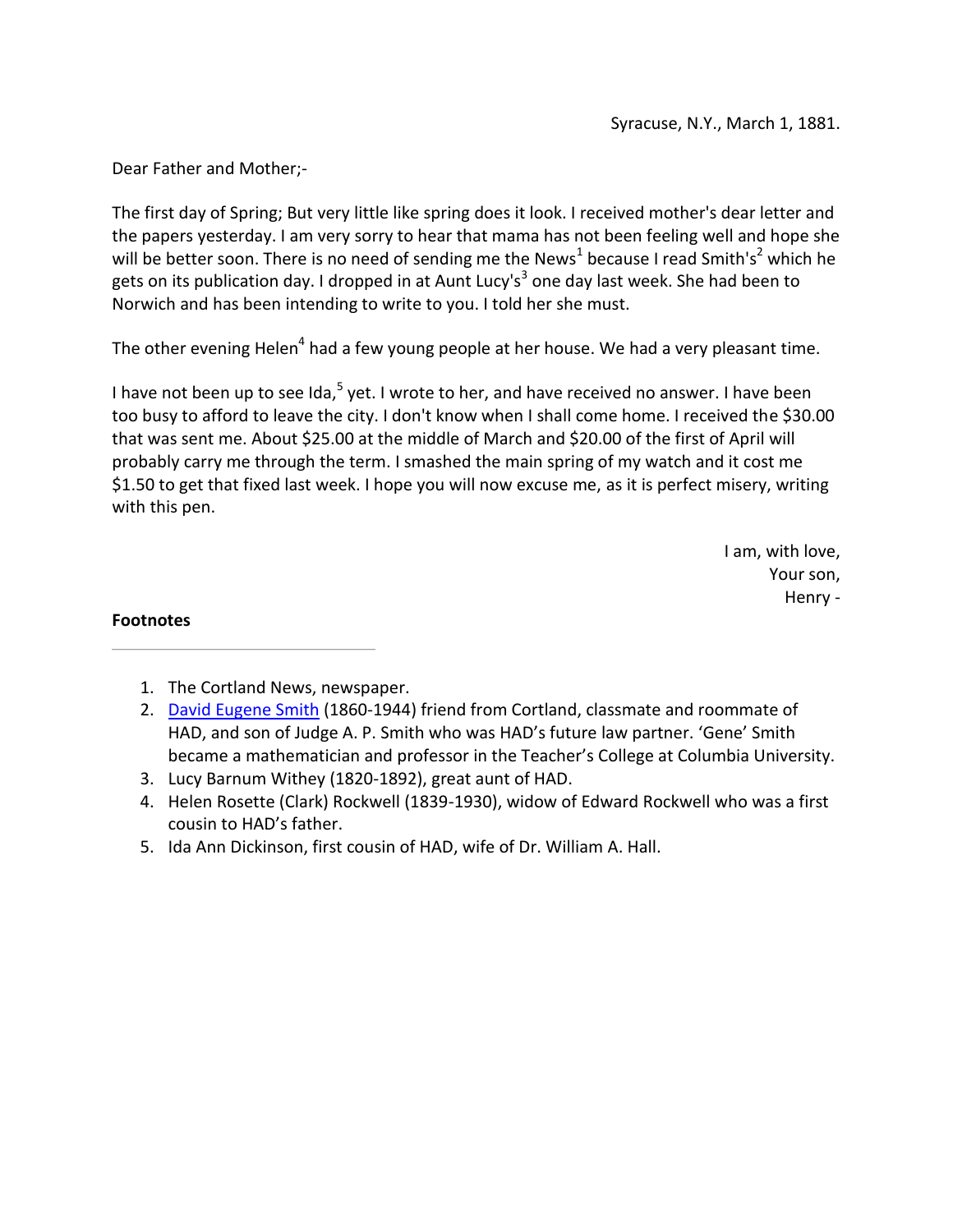Syracuse, N.Y., March 1, 1881.

Dear Father and Mother;-

The first day of Spring; But very little like spring does it look. I received mother's dear letter and the papers yesterday. I am very sorry to hear that mama has not been feeling well and hope she will be better soon. There is no need of sending me the News[1] because I read Smith's[2] which he gets on its publication day. I dropped in at Aunt Lucy's[3] one day last week. She had been to Norwich and has been intending to write to you. I told her she must.

The other evening Helen[4] had a few young people at her house. We had a very pleasant time.

I have not been up to see Ida,[5] yet. I wrote to her, and have received no answer. I have been too busy to afford to leave the city. I don't know when I shall come home. I received the $30.00 that was sent me. About $25.00 at the middle of March and $20.00 of the first of April will probably carry me through the term. I smashed the main spring of my watch and it cost me $1.50 to get that fixed last week. I hope you will now excuse me, as it is perfect misery, writing with this pen.

I am, with love,
Your son,
Henry -

**Footnotes**

---

1. The Cortland News, newspaper.
2. David Eugene Smith (1860-1944) friend from Cortland, classmate and roommate of HAD, and son of Judge A. P. Smith who was HAD's future law partner. 'Gene' Smith became a mathematician and professor in the Teacher's College at Columbia University.
3. Lucy Barnum Withey (1820-1892), great aunt of HAD.
4. Helen Rosette (Clark) Rockwell (1839-1930), widow of Edward Rockwell who was a first cousin to HAD's father.
5. Ida Ann Dickinson, first cousin of HAD, wife of Dr. William A. Hall.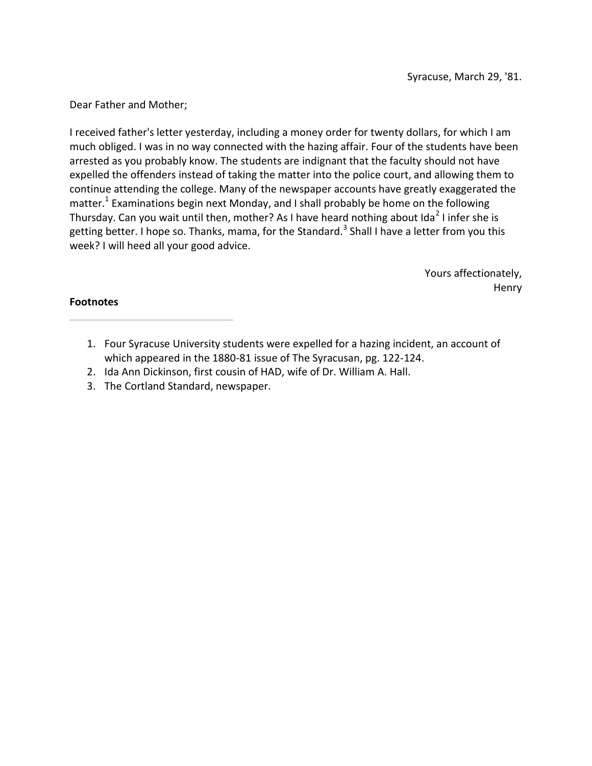Syracuse, March 29, '81.

Dear Father and Mother;

I received father's letter yesterday, including a money order for twenty dollars, for which I am much obliged. I was in no way connected with the hazing affair. Four of the students have been arrested as you probably know. The students are indignant that the faculty should not have expelled the offenders instead of taking the matter into the police court, and allowing them to continue attending the college. Many of the newspaper accounts have greatly exaggerated the matter.[1] Examinations begin next Monday, and I shall probably be home on the following Thursday. Can you wait until then, mother? As I have heard nothing about Ida[2] I infer she is getting better. I hope so. Thanks, mama, for the Standard.[3] Shall I have a letter from you this week? I will heed all your good advice.

Yours affectionately,
Henry

**Footnotes**

---

1. Four Syracuse University students were expelled for a hazing incident, an account of which appeared in the 1880-81 issue of The Syracusan, pg. 122-124.
2. Ida Ann Dickinson, first cousin of HAD, wife of Dr. William A. Hall.
3. The Cortland Standard, newspaper.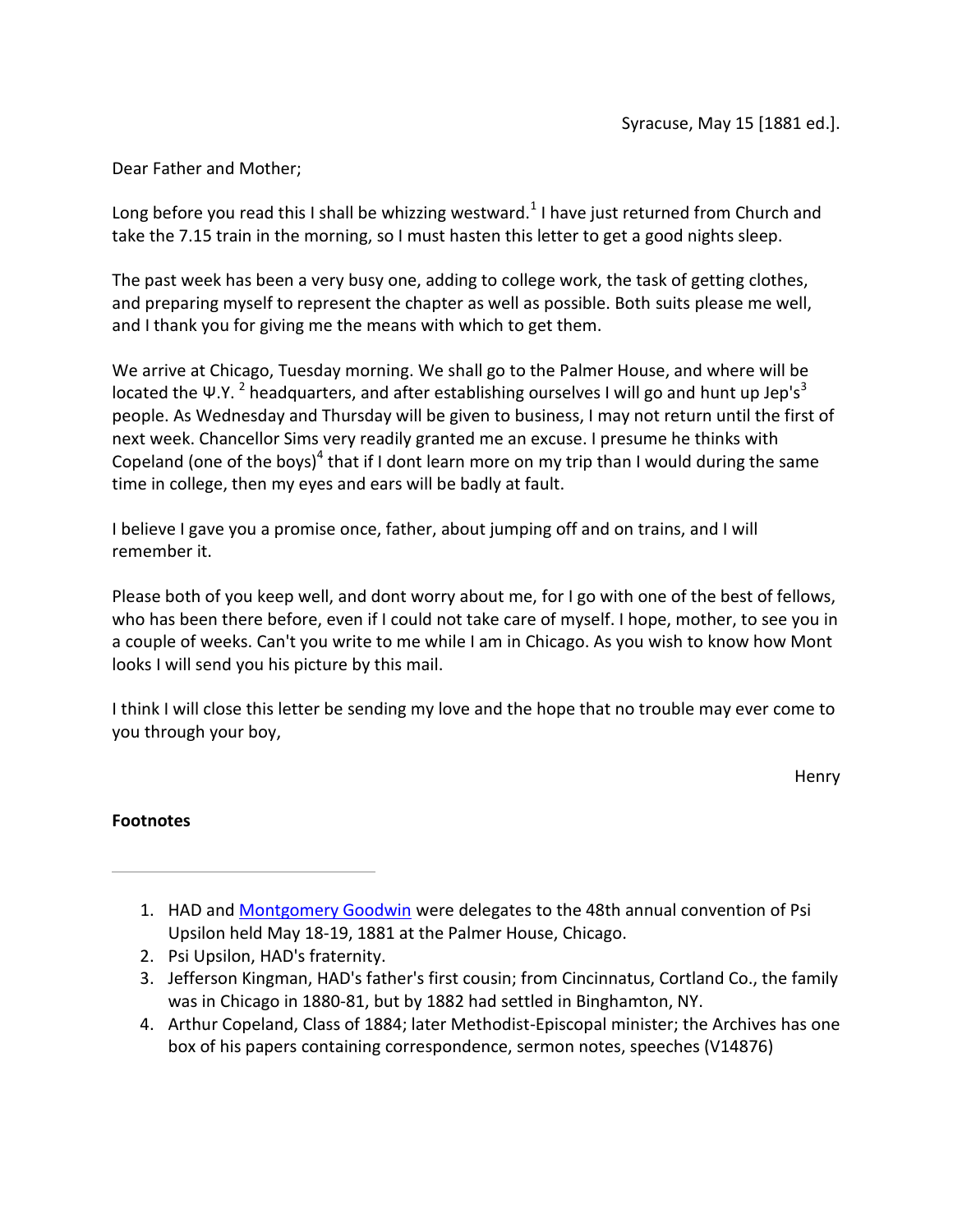Syracuse, May 15 [1881 ed.].

Dear Father and Mother;

Long before you read this I shall be whizzing westward.[1] I have just returned from Church and take the 7.15 train in the morning, so I must hasten this letter to get a good nights sleep.

The past week has been a very busy one, adding to college work, the task of getting clothes, and preparing myself to represent the chapter as well as possible. Both suits please me well, and I thank you for giving me the means with which to get them.

We arrive at Chicago, Tuesday morning. We shall go to the Palmer House, and where will be located the Ψ.Υ.[2] headquarters, and after establishing ourselves I will go and hunt up Jep's[3] people. As Wednesday and Thursday will be given to business, I may not return until the first of next week. Chancellor Sims very readily granted me an excuse. I presume he thinks with Copeland (one of the boys)[4] that if I dont learn more on my trip than I would during the same time in college, then my eyes and ears will be badly at fault.

I believe I gave you a promise once, father, about jumping off and on trains, and I will remember it.

Please both of you keep well, and dont worry about me, for I go with one of the best of fellows, who has been there before, even if I could not take care of myself. I hope, mother, to see you in a couple of weeks. Can't you write to me while I am in Chicago. As you wish to know how Mont looks I will send you his picture by this mail.

I think I will close this letter be sending my love and the hope that no trouble may ever come to you through your boy,

Henry

**Footnotes**

---

1. HAD and Montgomery Goodwin were delegates to the 48th annual convention of Psi Upsilon held May 18-19, 1881 at the Palmer House, Chicago.
2. Psi Upsilon, HAD's fraternity.
3. Jefferson Kingman, HAD's father's first cousin; from Cincinnatus, Cortland Co., the family was in Chicago in 1880-81, but by 1882 had settled in Binghamton, NY.
4. Arthur Copeland, Class of 1884; later Methodist-Episcopal minister; the Archives has one box of his papers containing correspondence, sermon notes, speeches (V14876)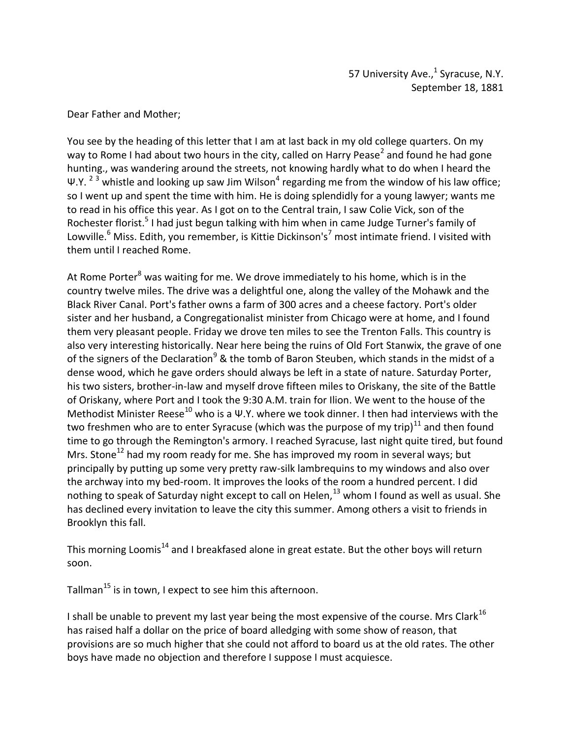57 University Ave.,[1] Syracuse, N.Y.
September 18, 1881

Dear Father and Mother;

You see by the heading of this letter that I am at last back in my old college quarters. On my way to Rome I had about two hours in the city, called on Harry Pease[2] and found he had gone hunting., was wandering around the streets, not knowing hardly what to do when I heard the Ψ.Y. [2] [3] whistle and looking up saw Jim Wilson[4] regarding me from the window of his law office; so I went up and spent the time with him. He is doing splendidly for a young lawyer; wants me to read in his office this year. As I got on to the Central train, I saw Colie Vick, son of the Rochester florist.[5] I had just begun talking with him when in came Judge Turner's family of Lowville.[6] Miss. Edith, you remember, is Kittie Dickinson's[7] most intimate friend. I visited with them until I reached Rome.

At Rome Porter[8] was waiting for me. We drove immediately to his home, which is in the country twelve miles. The drive was a delightful one, along the valley of the Mohawk and the Black River Canal. Port's father owns a farm of 300 acres and a cheese factory. Port's older sister and her husband, a Congregationalist minister from Chicago were at home, and I found them very pleasant people. Friday we drove ten miles to see the Trenton Falls. This country is also very interesting historically. Near here being the ruins of Old Fort Stanwix, the grave of one of the signers of the Declaration[9] & the tomb of Baron Steuben, which stands in the midst of a dense wood, which he gave orders should always be left in a state of nature. Saturday Porter, his two sisters, brother-in-law and myself drove fifteen miles to Oriskany, the site of the Battle of Oriskany, where Port and I took the 9:30 A.M. train for Ilion. We went to the house of the Methodist Minister Reese[10] who is a Ψ.Y. where we took dinner. I then had interviews with the two freshmen who are to enter Syracuse (which was the purpose of my trip)[11] and then found time to go through the Remington's armory. I reached Syracuse, last night quite tired, but found Mrs. Stone[12] had my room ready for me. She has improved my room in several ways; but principally by putting up some very pretty raw-silk lambrequins to my windows and also over the archway into my bed-room. It improves the looks of the room a hundred percent. I did nothing to speak of Saturday night except to call on Helen,[13] whom I found as well as usual. She has declined every invitation to leave the city this summer. Among others a visit to friends in Brooklyn this fall.

This morning Loomis[14] and I breakfased alone in great estate. But the other boys will return soon.

Tallman[15] is in town, I expect to see him this afternoon.

I shall be unable to prevent my last year being the most expensive of the course. Mrs Clark[16] has raised half a dollar on the price of board alledging with some show of reason, that provisions are so much higher that she could not afford to board us at the old rates. The other boys have made no objection and therefore I suppose I must acquiesce.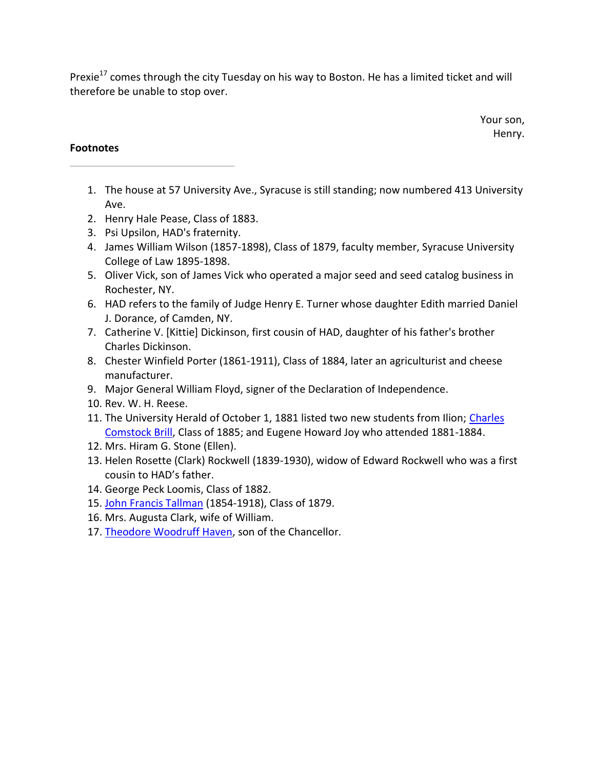Prexie[17] comes through the city Tuesday on his way to Boston. He has a limited ticket and will therefore be unable to stop over.

Your son,
Henry.

**Footnotes**

---

1. The house at 57 University Ave., Syracuse is still standing; now numbered 413 University Ave.
2. Henry Hale Pease, Class of 1883.
3. Psi Upsilon, HAD's fraternity.
4. James William Wilson (1857-1898), Class of 1879, faculty member, Syracuse University College of Law 1895-1898.
5. Oliver Vick, son of James Vick who operated a major seed and seed catalog business in Rochester, NY.
6. HAD refers to the family of Judge Henry E. Turner whose daughter Edith married Daniel J. Dorance, of Camden, NY.
7. Catherine V. [Kittie] Dickinson, first cousin of HAD, daughter of his father's brother Charles Dickinson.
8. Chester Winfield Porter (1861-1911), Class of 1884, later an agriculturist and cheese manufacturer.
9. Major General William Floyd, signer of the Declaration of Independence.
10. Rev. W. H. Reese.
11. The University Herald of October 1, 1881 listed two new students from Ilion; Charles Comstock Brill, Class of 1885; and Eugene Howard Joy who attended 1881-1884.
12. Mrs. Hiram G. Stone (Ellen).
13. Helen Rosette (Clark) Rockwell (1839-1930), widow of Edward Rockwell who was a first cousin to HAD's father.
14. George Peck Loomis, Class of 1882.
15. John Francis Tallman (1854-1918), Class of 1879.
16. Mrs. Augusta Clark, wife of William.
17. Theodore Woodruff Haven, son of the Chancellor.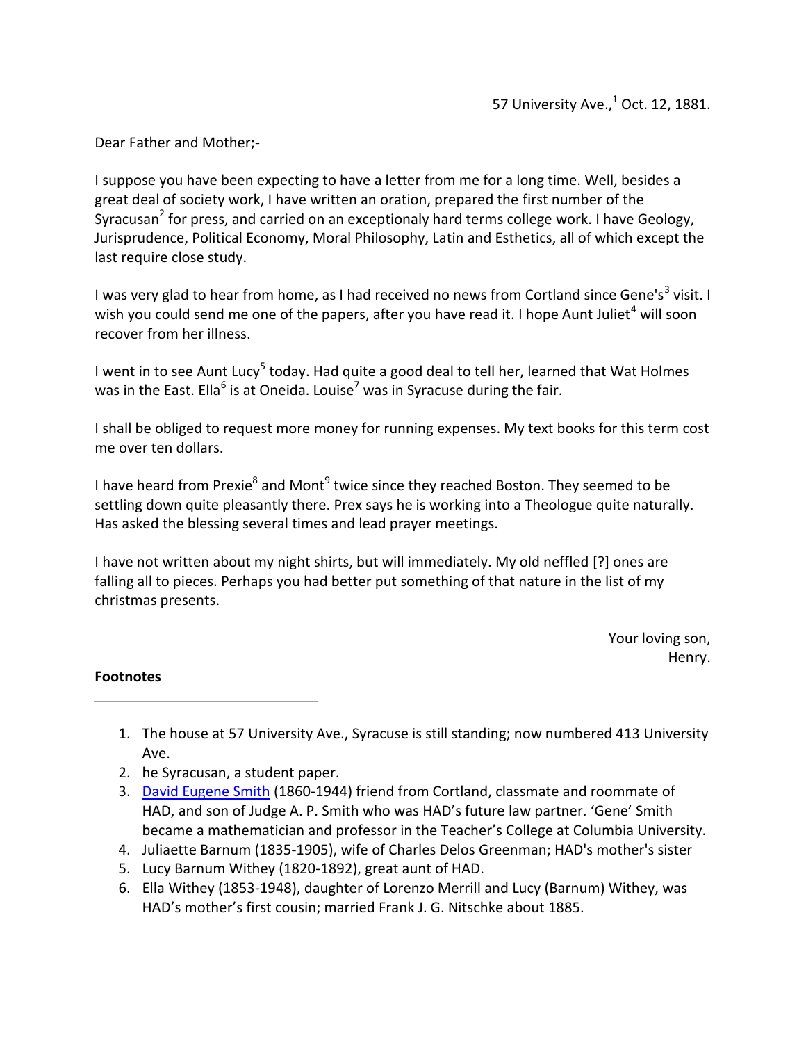57 University Ave.,[1] Oct. 12, 1881.

Dear Father and Mother;-

I suppose you have been expecting to have a letter from me for a long time. Well, besides a great deal of society work, I have written an oration, prepared the first number of the Syracusan[2] for press, and carried on an exceptionaly hard terms college work. I have Geology, Jurisprudence, Political Economy, Moral Philosophy, Latin and Esthetics, all of which except the last require close study.

I was very glad to hear from home, as I had received no news from Cortland since Gene's[3] visit. I wish you could send me one of the papers, after you have read it. I hope Aunt Juliet[4] will soon recover from her illness.

I went in to see Aunt Lucy[5] today. Had quite a good deal to tell her, learned that Wat Holmes was in the East. Ella[6] is at Oneida. Louise[7] was in Syracuse during the fair.

I shall be obliged to request more money for running expenses. My text books for this term cost me over ten dollars.

I have heard from Prexie[8] and Mont[9] twice since they reached Boston. They seemed to be settling down quite pleasantly there. Prex says he is working into a Theologue quite naturally. Has asked the blessing several times and lead prayer meetings.

I have not written about my night shirts, but will immediately. My old neffled [?] ones are falling all to pieces. Perhaps you had better put something of that nature in the list of my christmas presents.

Your loving son,
Henry.

**Footnotes**

---

1. The house at 57 University Ave., Syracuse is still standing; now numbered 413 University Ave.
2. he Syracusan, a student paper.
3. David Eugene Smith (1860-1944) friend from Cortland, classmate and roommate of HAD, and son of Judge A. P. Smith who was HAD's future law partner. 'Gene' Smith became a mathematician and professor in the Teacher's College at Columbia University.
4. Juliaette Barnum (1835-1905), wife of Charles Delos Greenman; HAD's mother's sister
5. Lucy Barnum Withey (1820-1892), great aunt of HAD.
6. Ella Withey (1853-1948), daughter of Lorenzo Merrill and Lucy (Barnum) Withey, was HAD's mother's first cousin; married Frank J. G. Nitschke about 1885.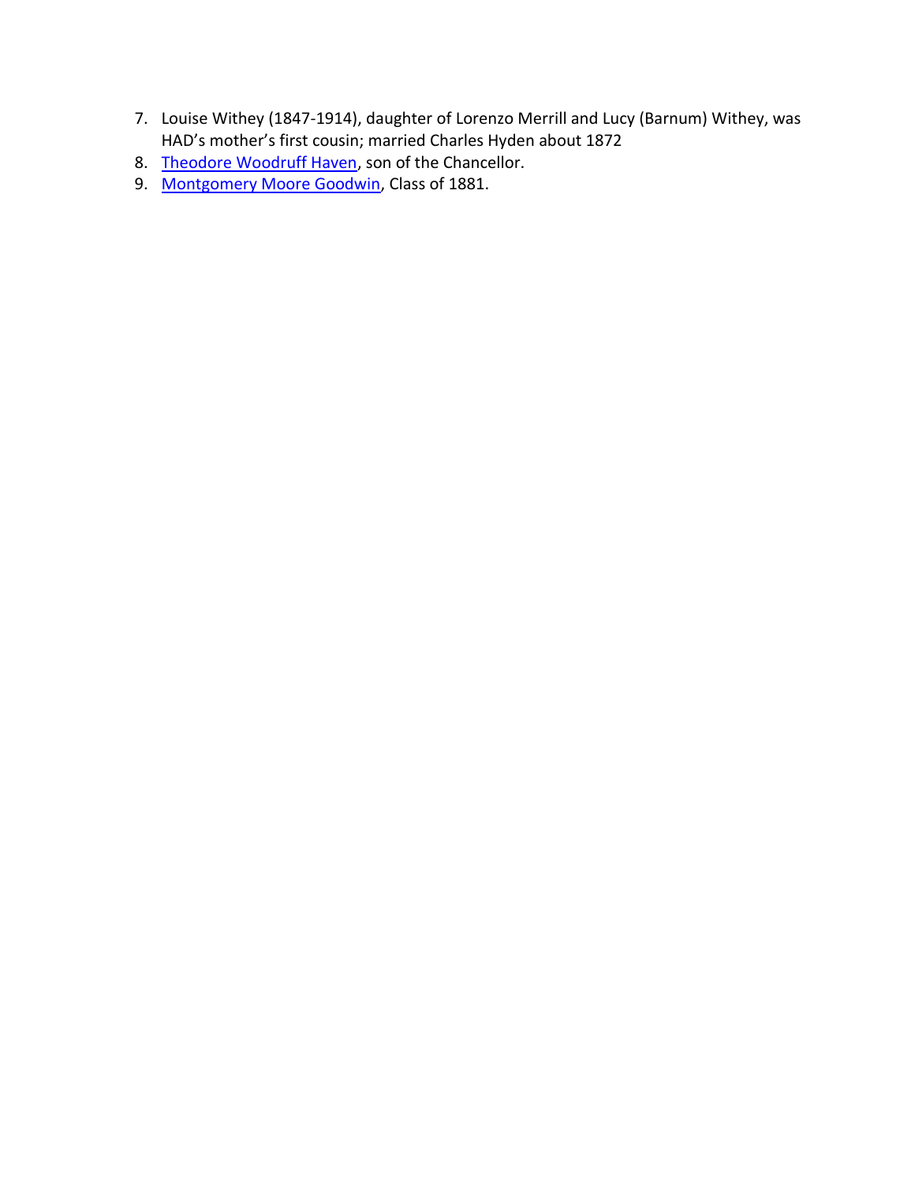7. Louise Withey (1847-1914), daughter of Lorenzo Merrill and Lucy (Barnum) Withey, was HAD's mother's first cousin; married Charles Hyden about 1872
8. Theodore Woodruff Haven, son of the Chancellor.
9. Montgomery Moore Goodwin, Class of 1881.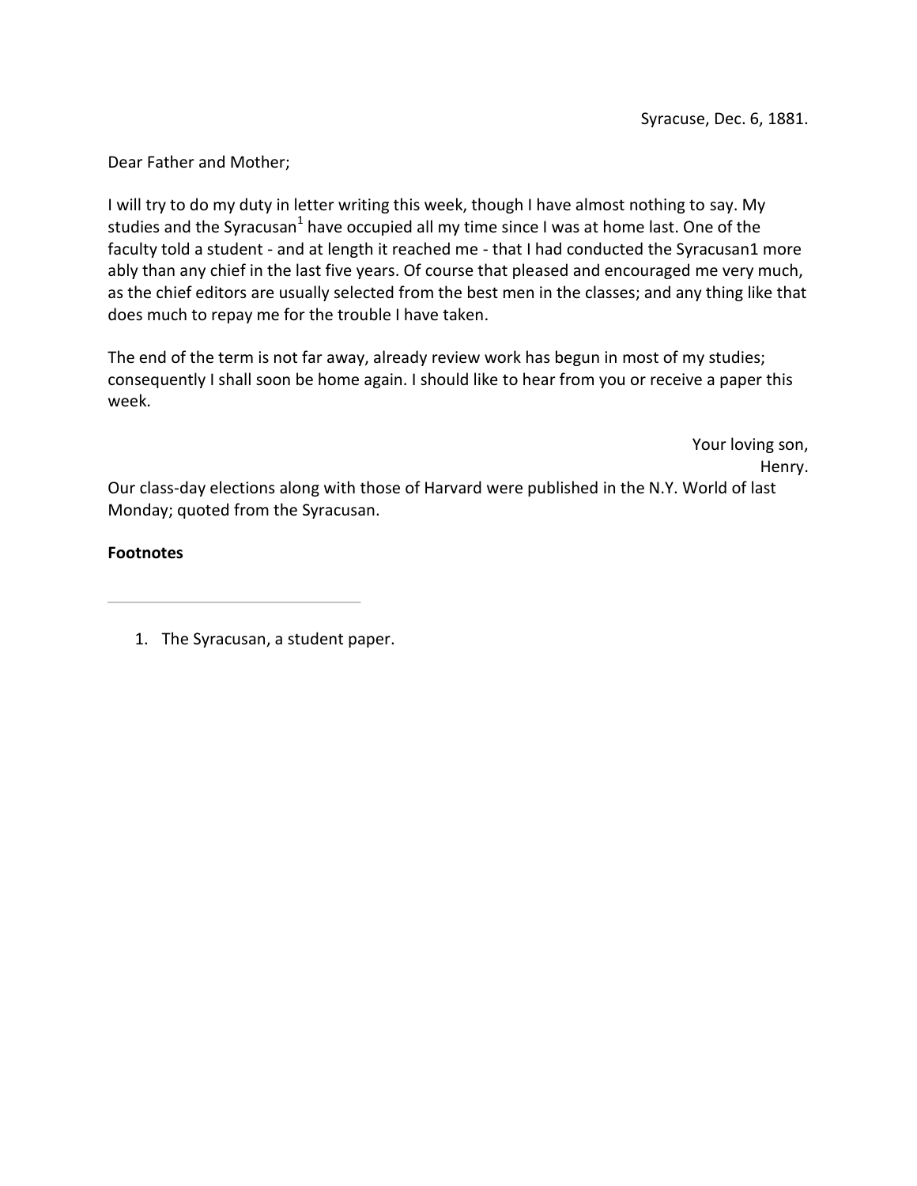Syracuse, Dec. 6, 1881.

Dear Father and Mother;

I will try to do my duty in letter writing this week, though I have almost nothing to say. My studies and the Syracusan[1] have occupied all my time since I was at home last. One of the faculty told a student - and at length it reached me - that I had conducted the Syracusan1 more ably than any chief in the last five years. Of course that pleased and encouraged me very much, as the chief editors are usually selected from the best men in the classes; and any thing like that does much to repay me for the trouble I have taken.

The end of the term is not far away, already review work has begun in most of my studies; consequently I shall soon be home again. I should like to hear from you or receive a paper this week.

Your loving son,
Henry.

Our class-day elections along with those of Harvard were published in the N.Y. World of last Monday; quoted from the Syracusan.

**Footnotes**

---

1. The Syracusan, a student paper.